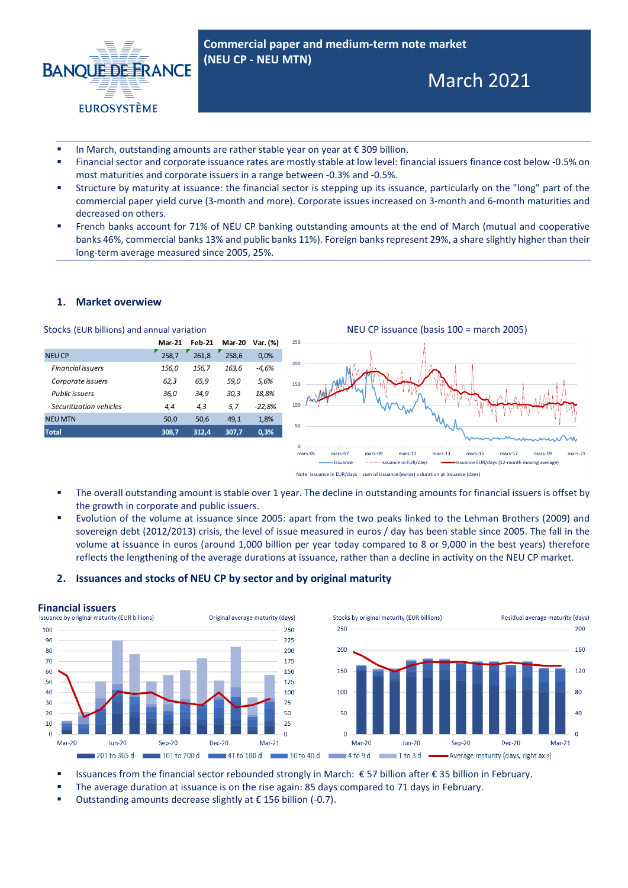# Commercial paper and medium-term note market (NEU CP - NEU MTN)

## March 2021

- In March, outstanding amounts are rather stable year on year at € 309 billion.
- Financial sector and corporate issuance rates are mostly stable at low level: financial issuers finance cost below -0.5% on most maturities and corporate issuers in a range between -0.3% and -0.5%.
- Structure by maturity at issuance: the financial sector is stepping up its issuance, particularly on the "long" part of the commercial paper yield curve (3-month and more). Corporate issues increased on 3-month and 6-month maturities and decreased on others.
- French banks account for 71% of NEU CP banking outstanding amounts at the end of March (mutual and cooperative banks 46%, commercial banks 13% and public banks 11%). Foreign banks represent 29%, a share slightly higher than their long-term average measured since 2005, 25%.

## 1. Market overwiew

Stocks (EUR billions) and annual variation

| | Mar-21 | Feb-21 | Mar-20 | Var. (%) |
|---|---|---|---|---|
| NEU CP | 258,7 | 261,8 | 258,6 | 0,0% |
| *Financial issuers* | *156,0* | *156,7* | *163,6* | *-4,6%* |
| *Corporate issuers* | *62,3* | *65,9* | *59,0* | *5,6%* |
| *Public issuers* | *36,0* | *34,9* | *30,3* | *18,8%* |
| *Securitization vehicles* | *4,4* | *4,3* | *5,7* | *-22,8%* |
| NEU MTN | 50,0 | 50,6 | 49,1 | 1,8% |
| **Total** | **308,7** | **312,4** | **307,7** | **0,3%** |

NEU CP issuance (basis 100 = march 2005)

Note: issuance in EUR/days = sum of issuance (euros) x duration at issuance (days)

- The overall outstanding amount is stable over 1 year. The decline in outstanding amounts for financial issuers is offset by the growth in corporate and public issuers.
- Evolution of the volume at issuance since 2005: apart from the two peaks linked to the Lehman Brothers (2009) and sovereign debt (2012/2013) crisis, the level of issue measured in euros / day has been stable since 2005. The fall in the volume at issuance in euros (around 1,000 billion per year today compared to 8 or 9,000 in the best years) therefore reflects the lengthening of the average durations at issuance, rather than a decline in activity on the NEU CP market.

## 2. Issuances and stocks of NEU CP by sector and by original maturity

### Financial issuers

- Issuances from the financial sector rebounded strongly in March: € 57 billion after € 35 billion in February.
- The average duration at issuance is on the rise again: 85 days compared to 71 days in February.
- Outstanding amounts decrease slightly at € 156 billion (-0.7).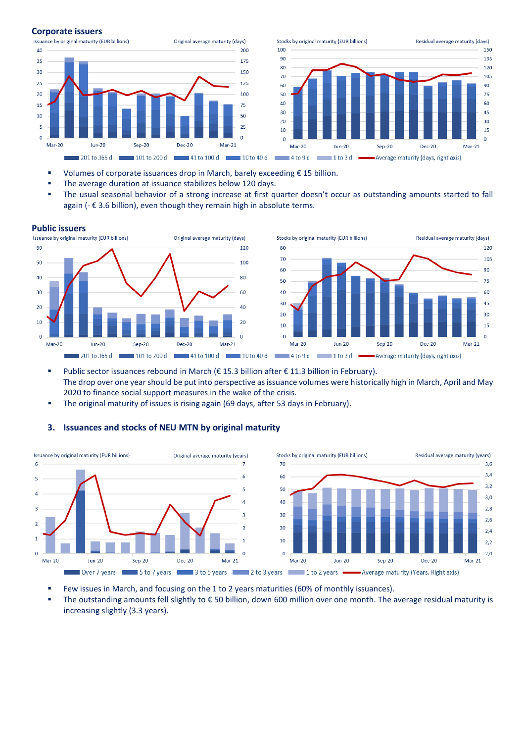## Corporate issuers

- Volumes of corporate issuances drop in March, barely exceeding € 15 billion.
- The average duration at issuance stabilizes below 120 days.
- The usual seasonal behavior of a strong increase at first quarter doesn't occur as outstanding amounts started to fall again (- € 3.6 billion), even though they remain high in absolute terms.

## Public issuers

- Public sector issuances rebound in March (€ 15.3 billion after € 11.3 billion in February).
  The drop over one year should be put into perspective as issuance volumes were historically high in March, April and May 2020 to finance social support measures in the wake of the crisis.
- The original maturity of issues is rising again (69 days, after 53 days in February).

## 3. Issuances and stocks of NEU MTN by original maturity

- Few issues in March, and focusing on the 1 to 2 years maturities (60% of monthly issuances).
- The outstanding amounts fell slightly to € 50 billion, down 600 million over one month. The average residual maturity is increasing slightly (3.3 years).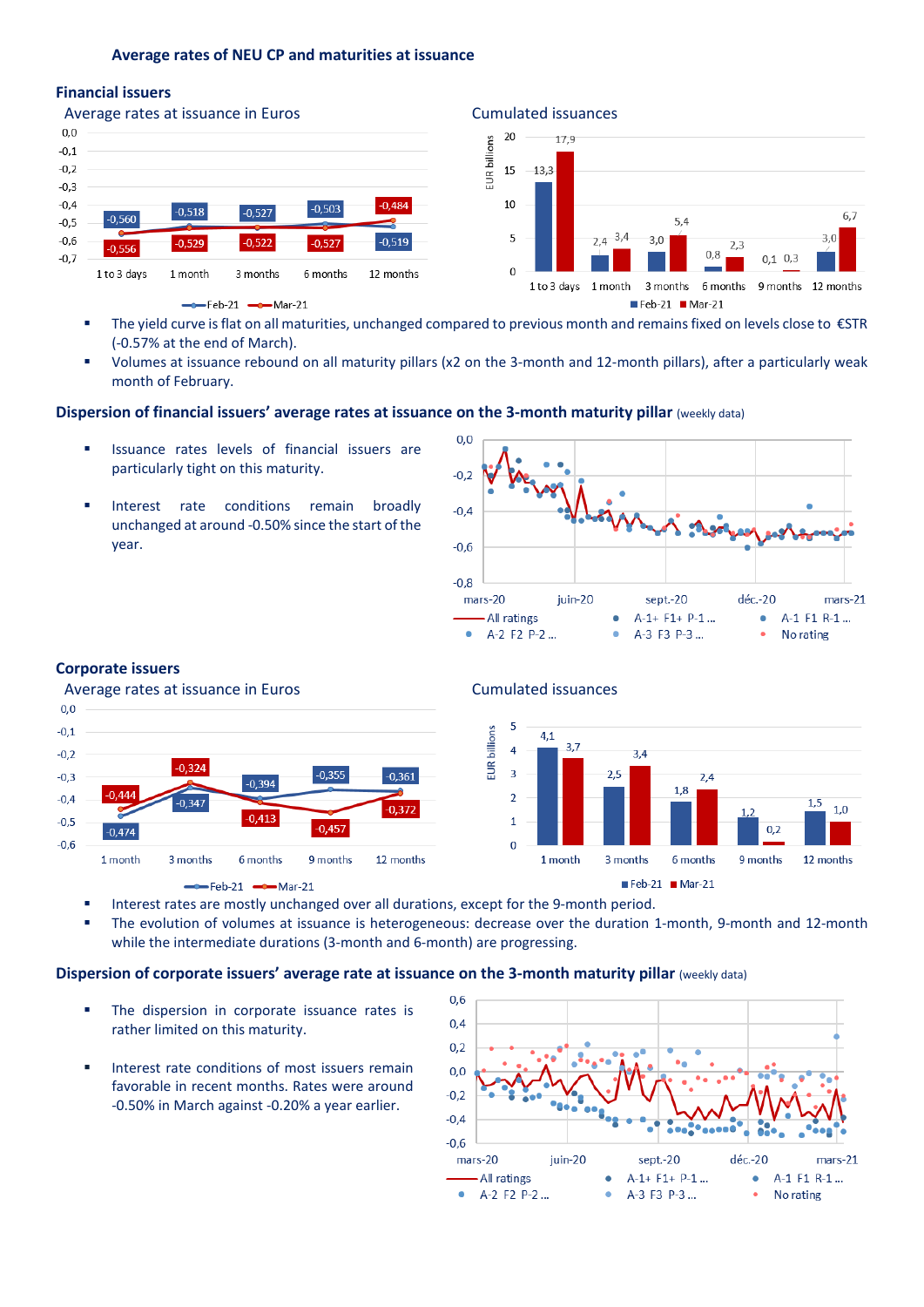## Average rates of NEU CP and maturities at issuance

### Financial issuers

Average rates at issuance in Euros

| | 1 to 3 days | 1 month | 3 months | 6 months | 12 months |
|---|---|---|---|---|---|
| Feb-21 | -0,560 | -0,518 | -0,527 | -0,503 | -0,519 |
| Mar-21 | -0,556 | -0,529 | -0,522 | -0,527 | -0,484 |

Cumulated issuances (EUR billions)

| | 1 to 3 days | 1 month | 3 months | 6 months | 9 months | 12 months |
|---|---|---|---|---|---|---|
| Feb-21 | 13,3 | 2,4 | 3,0 | 0,8 | 0,1 | 3,0 |
| Mar-21 | 17,9 | 3,4 | 5,4 | 2,3 | 0,3 | 6,7 |

- The yield curve is flat on all maturities, unchanged compared to previous month and remains fixed on levels close to €STR (-0.57% at the end of March).
- Volumes at issuance rebound on all maturity pillars (x2 on the 3-month and 12-month pillars), after a particularly weak month of February.

### Dispersion of financial issuers' average rates at issuance on the 3-month maturity pillar (weekly data)

- Issuance rates levels of financial issuers are particularly tight on this maturity.
- Interest rate conditions remain broadly unchanged at around -0.50% since the start of the year.

### Corporate issuers

Average rates at issuance in Euros

| | 1 month | 3 months | 6 months | 9 months | 12 months |
|---|---|---|---|---|---|
| Feb-21 | -0,474 | -0,347 | -0,394 | -0,355 | -0,361 |
| Mar-21 | -0,444 | -0,324 | -0,413 | -0,457 | -0,372 |

Cumulated issuances (EUR billions)

| | 1 month | 3 months | 6 months | 9 months | 12 months |
|---|---|---|---|---|---|
| Feb-21 | 4,1 | 2,5 | 1,8 | 1,2 | 1,5 |
| Mar-21 | 3,7 | 3,4 | 2,4 | 0,2 | 1,0 |

- Interest rates are mostly unchanged over all durations, except for the 9-month period.
- The evolution of volumes at issuance is heterogeneous: decrease over the duration 1-month, 9-month and 12-month while the intermediate durations (3-month and 6-month) are progressing.

### Dispersion of corporate issuers' average rate at issuance on the 3-month maturity pillar (weekly data)

- The dispersion in corporate issuance rates is rather limited on this maturity.
- Interest rate conditions of most issuers remain favorable in recent months. Rates were around -0.50% in March against -0.20% a year earlier.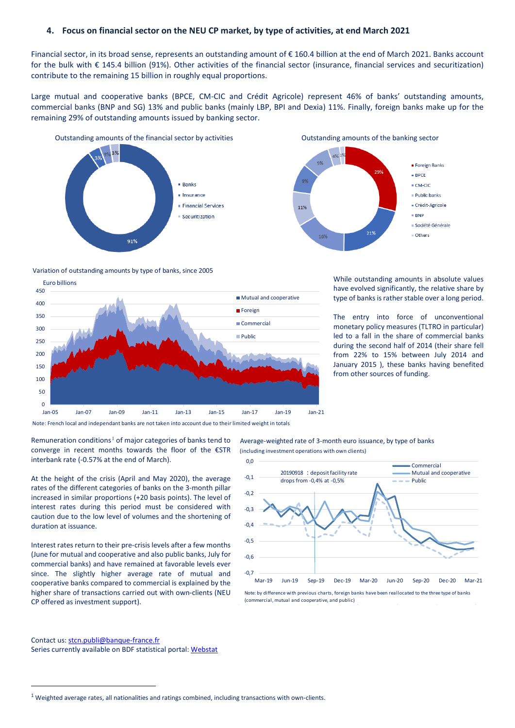### 4. Focus on financial sector on the NEU CP market, by type of activities, at end March 2021

Financial sector, in its broad sense, represents an outstanding amount of € 160.4 billion at the end of March 2021. Banks account for the bulk with € 145.4 billion (91%). Other activities of the financial sector (insurance, financial services and securitization) contribute to the remaining 15 billion in roughly equal proportions.

Large mutual and cooperative banks (BPCE, CM-CIC and Crédit Agricole) represent 46% of banks' outstanding amounts, commercial banks (BNP and SG) 13% and public banks (mainly LBP, BPI and Dexia) 11%. Finally, foreign banks make up for the remaining 29% of outstanding amounts issued by banking sector.

Outstanding amounts of the financial sector by activities

91%
3%
3%
3%

Banks
Insurance
Financial Services
Securitization

Outstanding amounts of the banking sector

29%
21%
16%
11%
9%
9%
4%
1%

Foreign Banks
BPCE
CM-CIC
Public banks
Crédit-Agricole
BNP
Société Générale
Others

Variation of outstanding amounts by type of banks, since 2005

Euro billions

450
400
350
300
250
200
150
100
50
0

Jan-05 Jan-07 Jan-09 Jan-11 Jan-13 Jan-15 Jan-17 Jan-19 Jan-21

Mutual and cooperative
Foreign
Commercial
Public

Note: French local and independant banks are not taken into account due to their limited weight in totals

While outstanding amounts in absolute values have evolved significantly, the relative share by type of banks is rather stable over a long period.

The entry into force of unconventional monetary policy measures (TLTRO in particular) led to a fall in the share of commercial banks during the second half of 2014 (their share fell from 22% to 15% between July 2014 and January 2015 ), these banks having benefited from other sources of funding.

Remuneration conditions[1] of major categories of banks tend to converge in recent months towards the floor of the €STR interbank rate (-0.57% at the end of March).

At the height of the crisis (April and May 2020), the average rates of the different categories of banks on the 3-month pillar increased in similar proportions (+20 basis points). The level of interest rates during this period must be considered with caution due to the low level of volumes and the shortening of duration at issuance.

Interest rates return to their pre-crisis levels after a few months (June for mutual and cooperative and also public banks, July for commercial banks) and have remained at favorable levels ever since. The slightly higher average rate of mutual and cooperative banks compared to commercial is explained by the higher share of transactions carried out with own-clients (NEU CP offered as investment support).

Average-weighted rate of 3-month euro issuance, by type of banks
(including investment operations with own clients)

0,0
-0,1
-0,2
-0,3
-0,4
-0,5
-0,6
-0,7

Mar-19 Jun-19 Sep-19 Dec-19 Mar-20 Jun-20 Sep-20 Dec-20 Mar-21

20190918 : deposit facility rate drops from -0,4% at -0,5%

Commercial
Mutual and cooperative
Public

Note: by difference with previous charts, foreign banks have been reallocated to the three type of banks (commercial, mutual and cooperative, and public)

Contact us: stcn.publi@banque-france.fr
Series currently available on BDF statistical portal: Webstat

[1] Weighted average rates, all nationalities and ratings combined, including transactions with own-clients.